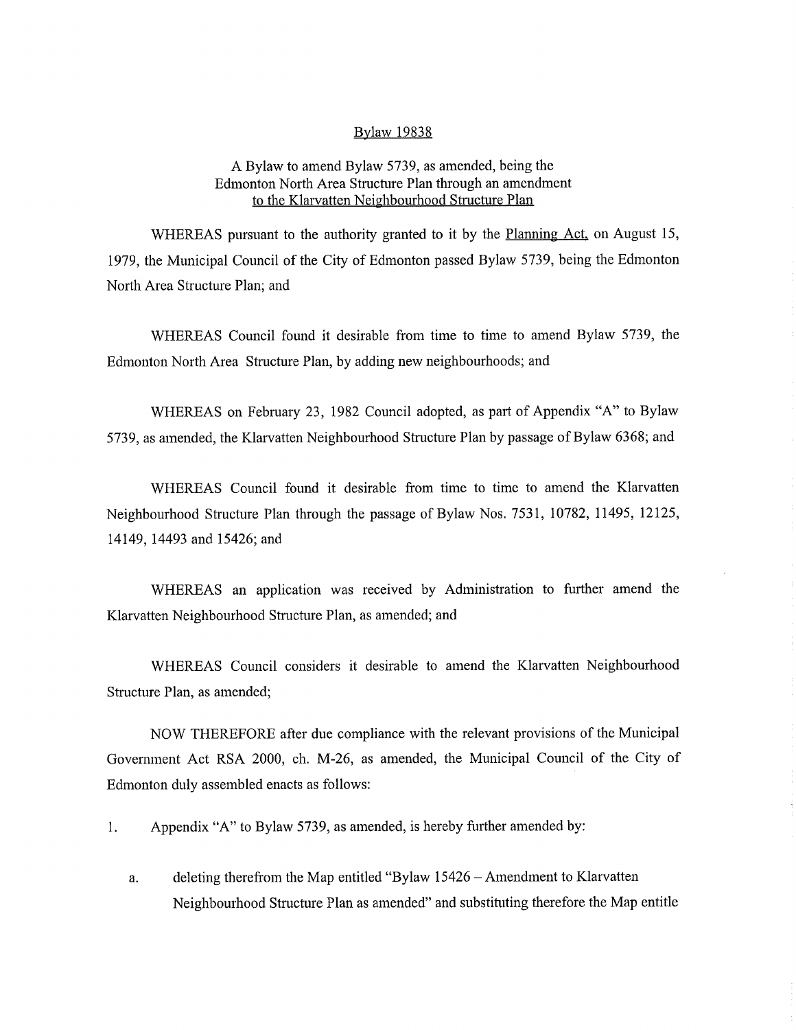<u>Bylaw 19838</u>

A Bylaw to amend Bylaw 5739, as amended, being the Edmonton North Area Structure Plan through an amendment <u>to the Klarvatten Neighbourhood Structure Plan</u>

WHEREAS pursuant to the authority granted to it by the <u>Planning Act,</u> on August 15, 1979, the Municipal Council of the City of Edmonton passed Bylaw 5739, being the Edmonton North Area Structure Plan; and

WHEREAS Council found it desirable from time to time to amend Bylaw 5739, the Edmonton North Area Structure Plan, by adding new neighbourhoods; and

WHEREAS on February 23, 1982 Council adopted, as part of Appendix "A" to Bylaw 5739, as amended, the Klarvatten Neighbourhood Structure Plan by passage of Bylaw 6368; and

WHEREAS Council found it desirable from time to time to amend the Klarvatten Neighbourhood Structure Plan through the passage of Bylaw Nos. 7531, 10782, 11495, 12125, 14149, 14493 and 15426; and

WHEREAS an application was received by Administration to further amend the Klarvatten Neighbourhood Structure Plan, as amended; and

WHEREAS Council considers it desirable to amend the Klarvatten Neighbourhood Structure Plan, as amended;

NOW THEREFORE after due compliance with the relevant provisions of the Municipal Government Act RSA 2000, ch. M-26, as amended, the Municipal Council of the City of Edmonton duly assembled enacts as follows:

1. Appendix "A" to Bylaw 5739, as amended, is hereby further amended by:

   a. deleting therefrom the Map entitled "Bylaw 15426 – Amendment to Klarvatten Neighbourhood Structure Plan as amended" and substituting therefore the Map entitle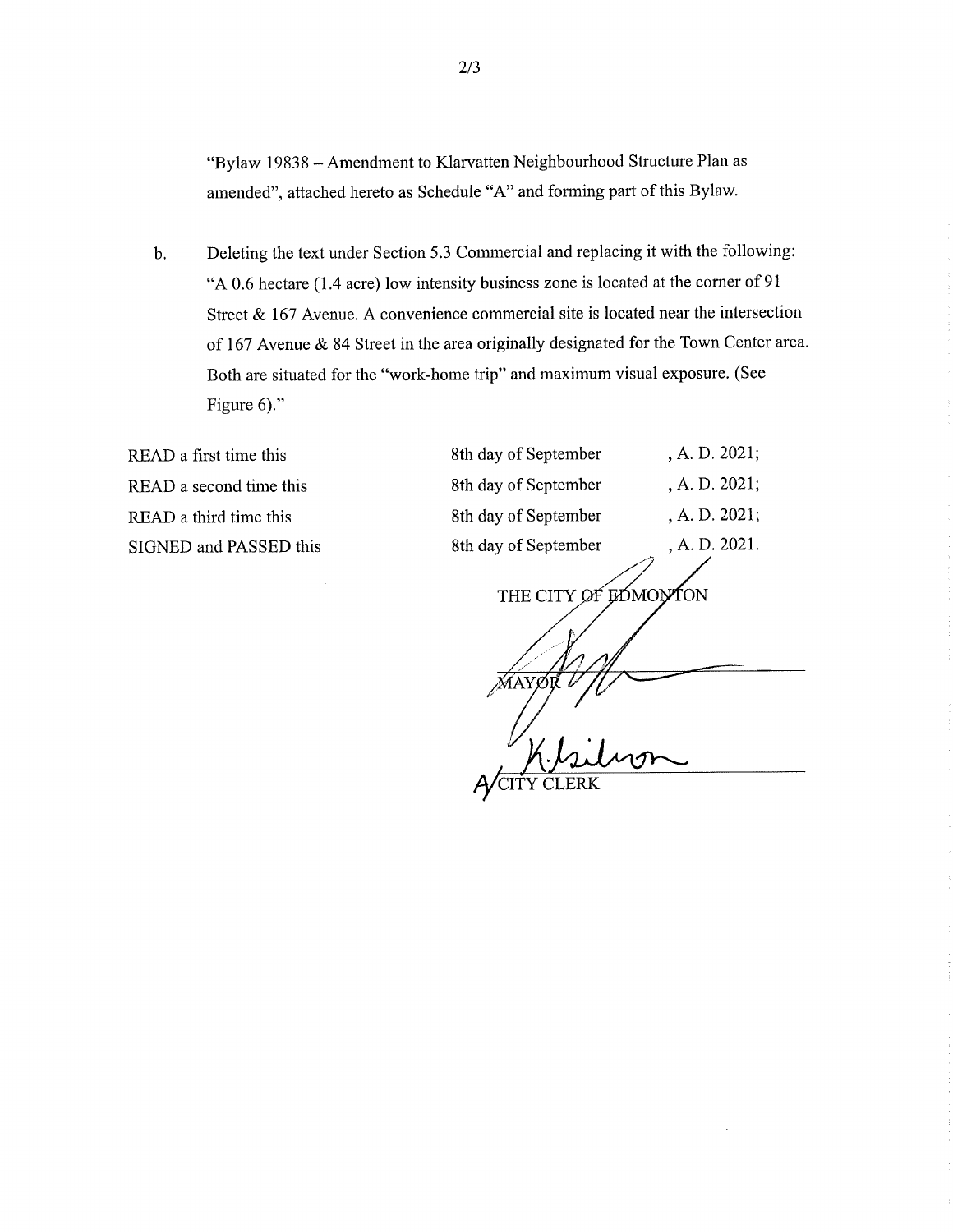"Bylaw 19838 – Amendment to Klarvatten Neighbourhood Structure Plan as amended", attached hereto as Schedule "A" and forming part of this Bylaw.

b. Deleting the text under Section 5.3 Commercial and replacing it with the following: "A 0.6 hectare (1.4 acre) low intensity business zone is located at the corner of 91 Street & 167 Avenue. A convenience commercial site is located near the intersection of 167 Avenue & 84 Street in the area originally designated for the Town Center area. Both are situated for the "work-home trip" and maximum visual exposure. (See Figure 6)."

| | | |
|---|---|---|
| READ a first time this | 8th day of September | , A. D. 2021; |
| READ a second time this | 8th day of September | , A. D. 2021; |
| READ a third time this | 8th day of September | , A. D. 2021; |
| SIGNED and PASSED this | 8th day of September | , A. D. 2021. |

THE CITY OF EDMONTON

MAYOR

A/CITY CLERK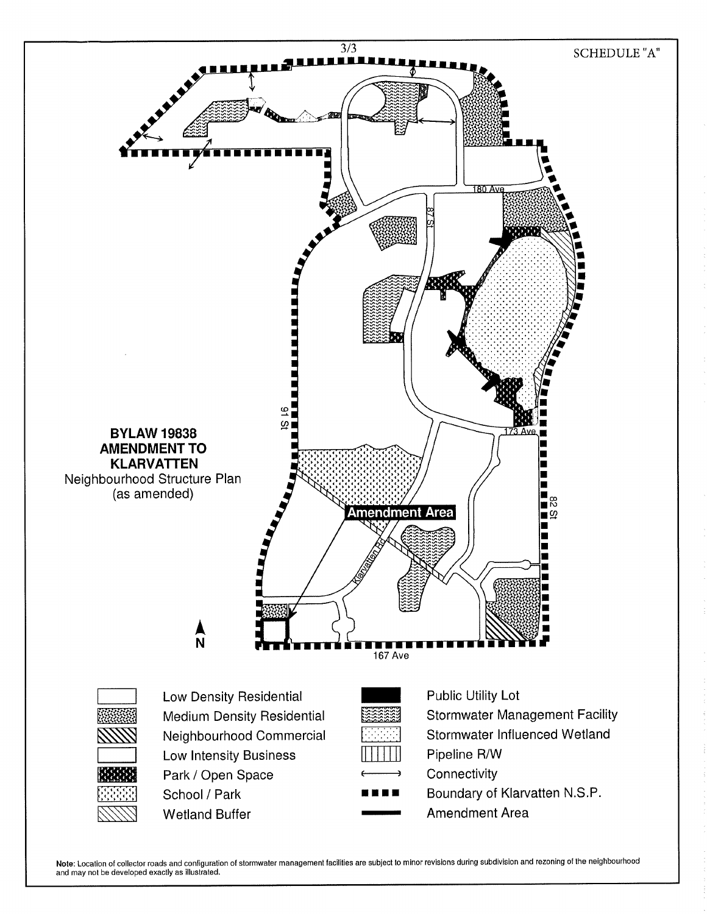SCHEDULE "A"

**BYLAW 19838**
**AMENDMENT TO**
**KLARVATTEN**
Neighbourhood Structure Plan
(as amended)

180 Ave

87 St

91 St

173 Ave

82 St

Amendment Area

Klarvatten Rd

167 Ave

N

- Low Density Residential
- Medium Density Residential
- Neighbourhood Commercial
- Low Intensity Business
- Park / Open Space
- School / Park
- Wetland Buffer
- Public Utility Lot
- Stormwater Management Facility
- Stormwater Influenced Wetland
- Pipeline R/W
- Connectivity
- Boundary of Klarvatten N.S.P.
- Amendment Area

**Note:** Location of collector roads and configuration of stormwater management facilities are subject to minor revisions during subdivision and rezoning of the neighbourhood and may not be developed exactly as illustrated.